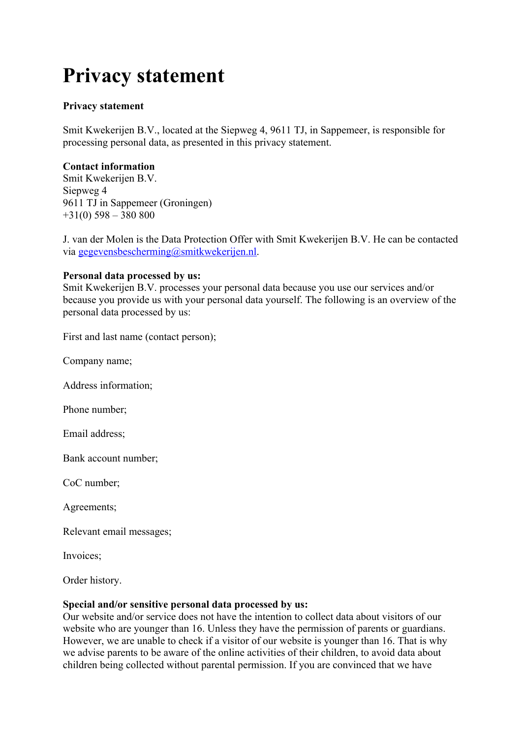# Privacy statement

**Privacy statement**

Smit Kwekerijen B.V., located at the Siepweg 4, 9611 TJ, in Sappemeer, is responsible for processing personal data, as presented in this privacy statement.

**Contact information**
Smit Kwekerijen B.V.
Siepweg 4
9611 TJ in Sappemeer (Groningen)
+31(0) 598 – 380 800

J. van der Molen is the Data Protection Offer with Smit Kwekerijen B.V. He can be contacted via gegevensbescherming@smitkwekerijen.nl.

**Personal data processed by us:**
Smit Kwekerijen B.V. processes your personal data because you use our services and/or because you provide us with your personal data yourself. The following is an overview of the personal data processed by us:

First and last name (contact person);

Company name;

Address information;

Phone number;

Email address;

Bank account number;

CoC number;

Agreements;

Relevant email messages;

Invoices;

Order history.

**Special and/or sensitive personal data processed by us:**
Our website and/or service does not have the intention to collect data about visitors of our website who are younger than 16. Unless they have the permission of parents or guardians. However, we are unable to check if a visitor of our website is younger than 16. That is why we advise parents to be aware of the online activities of their children, to avoid data about children being collected without parental permission. If you are convinced that we have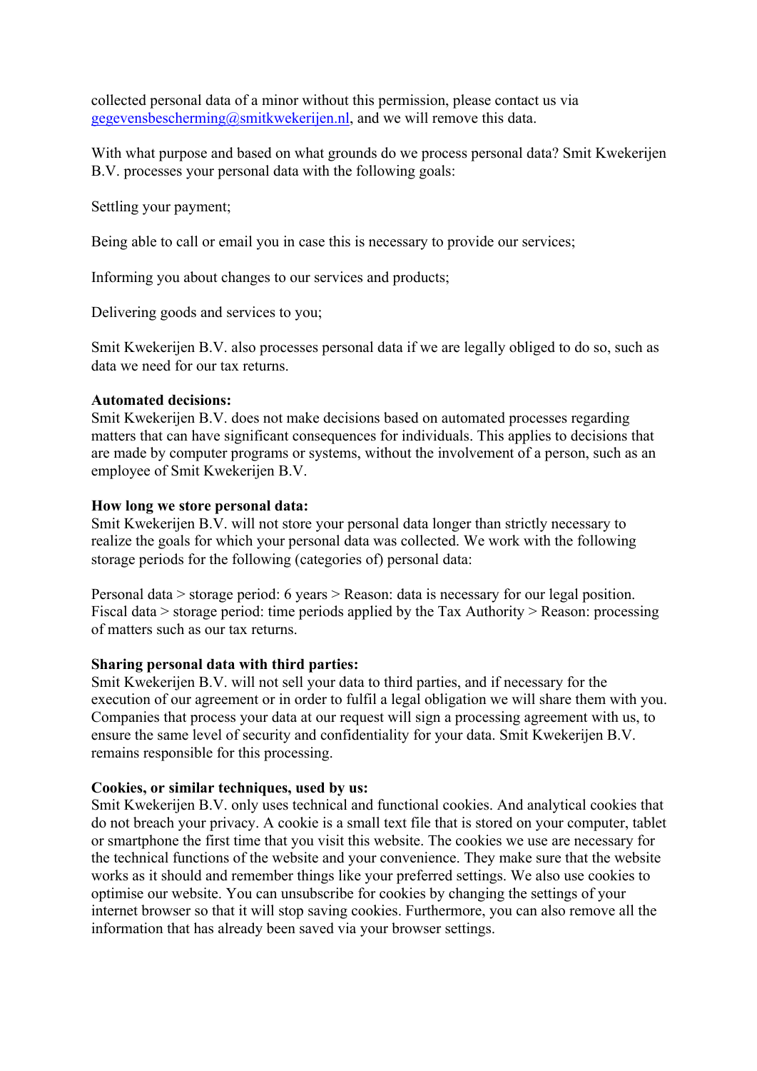collected personal data of a minor without this permission, please contact us via gegevensbescherming@smitkwekerijen.nl, and we will remove this data.

With what purpose and based on what grounds do we process personal data? Smit Kwekerijen B.V. processes your personal data with the following goals:

Settling your payment;

Being able to call or email you in case this is necessary to provide our services;

Informing you about changes to our services and products;

Delivering goods and services to you;

Smit Kwekerijen B.V. also processes personal data if we are legally obliged to do so, such as data we need for our tax returns.

**Automated decisions:**
Smit Kwekerijen B.V. does not make decisions based on automated processes regarding matters that can have significant consequences for individuals. This applies to decisions that are made by computer programs or systems, without the involvement of a person, such as an employee of Smit Kwekerijen B.V.

**How long we store personal data:**
Smit Kwekerijen B.V. will not store your personal data longer than strictly necessary to realize the goals for which your personal data was collected. We work with the following storage periods for the following (categories of) personal data:

Personal data > storage period: 6 years > Reason: data is necessary for our legal position.
Fiscal data > storage period: time periods applied by the Tax Authority > Reason: processing of matters such as our tax returns.

**Sharing personal data with third parties:**
Smit Kwekerijen B.V. will not sell your data to third parties, and if necessary for the execution of our agreement or in order to fulfil a legal obligation we will share them with you. Companies that process your data at our request will sign a processing agreement with us, to ensure the same level of security and confidentiality for your data. Smit Kwekerijen B.V. remains responsible for this processing.

**Cookies, or similar techniques, used by us:**
Smit Kwekerijen B.V. only uses technical and functional cookies. And analytical cookies that do not breach your privacy. A cookie is a small text file that is stored on your computer, tablet or smartphone the first time that you visit this website. The cookies we use are necessary for the technical functions of the website and your convenience. They make sure that the website works as it should and remember things like your preferred settings. We also use cookies to optimise our website. You can unsubscribe for cookies by changing the settings of your internet browser so that it will stop saving cookies. Furthermore, you can also remove all the information that has already been saved via your browser settings.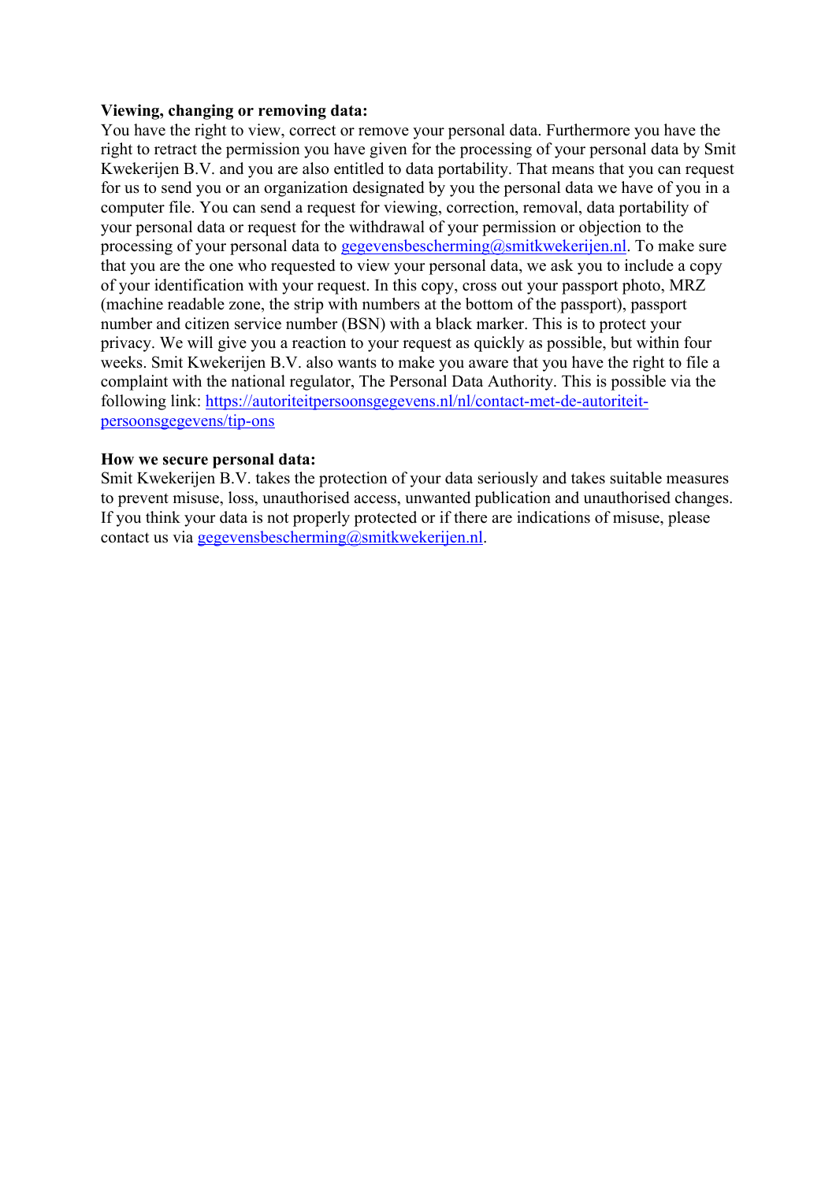**Viewing, changing or removing data:**

You have the right to view, correct or remove your personal data. Furthermore you have the right to retract the permission you have given for the processing of your personal data by Smit Kwekerijen B.V. and you are also entitled to data portability. That means that you can request for us to send you or an organization designated by you the personal data we have of you in a computer file. You can send a request for viewing, correction, removal, data portability of your personal data or request for the withdrawal of your permission or objection to the processing of your personal data to gegevensbescherming@smitkwekerijen.nl. To make sure that you are the one who requested to view your personal data, we ask you to include a copy of your identification with your request. In this copy, cross out your passport photo, MRZ (machine readable zone, the strip with numbers at the bottom of the passport), passport number and citizen service number (BSN) with a black marker. This is to protect your privacy. We will give you a reaction to your request as quickly as possible, but within four weeks. Smit Kwekerijen B.V. also wants to make you aware that you have the right to file a complaint with the national regulator, The Personal Data Authority. This is possible via the following link: https://autoriteitpersoonsgegevens.nl/nl/contact-met-de-autoriteit-persoonsgegevens/tip-ons

**How we secure personal data:**

Smit Kwekerijen B.V. takes the protection of your data seriously and takes suitable measures to prevent misuse, loss, unauthorised access, unwanted publication and unauthorised changes. If you think your data is not properly protected or if there are indications of misuse, please contact us via gegevensbescherming@smitkwekerijen.nl.